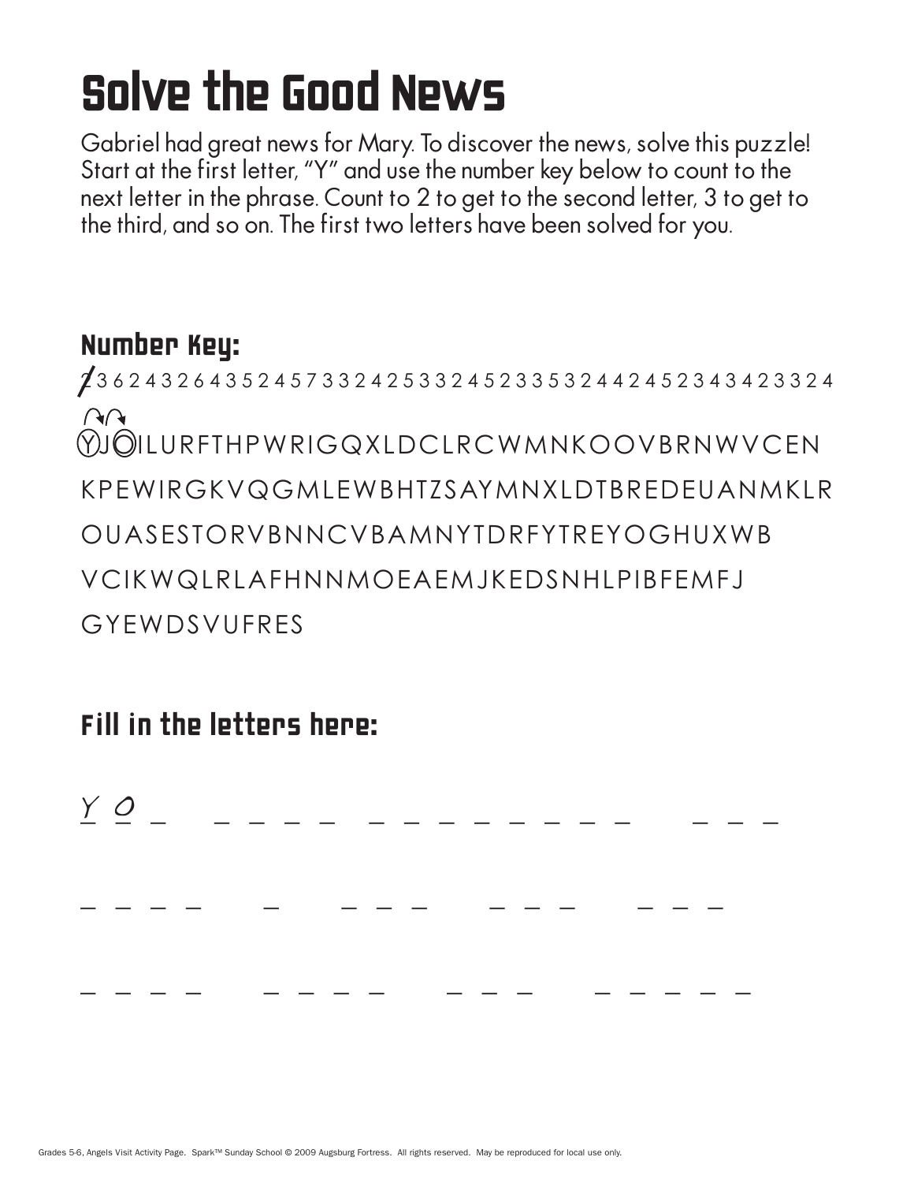# Solve the Good News

Gabriel had great news for Mary. To discover the news, solve this puzzle! Start at the first letter, "Y" and use the number key below to count to the next letter in the phrase. Count to 2 to get to the second letter, 3 to get to the third, and so on. The first two letters have been solved for you.

## Number Key:

2 3 6 2 4 3 2 6 4 3 5 2 4 5 7 3 3 2 4 2 5 3 3 2 4 5 2 3 3 5 3 2 4 4 2 4 5 2 3 4 3 4 2 3 3 2 4

YJOILURFTHPWRIGQXLDCLRCWMNKOOVBRNWVCEN

KPEWIRGKVQGMLEWBHTZSAYMNXLDTBREDEUANMKLR

OUASESTORVBNNCVBAMNYTDRFYTREYOGHUXWB

VCIKWQLRLAFHNNMOEAEMJKEDSNHLPIBFEMFJ

GYEWDSVUFRES

## Fill in the letters here:

Y O _ &nbsp;&nbsp; _ _ _ _ &nbsp;&nbsp; _ _ _ _ _ _ _ _ _ &nbsp;&nbsp; _ _ _

_ _ _ _ &nbsp;&nbsp; _ &nbsp;&nbsp; _ _ _ &nbsp;&nbsp; _ _ _ &nbsp;&nbsp; _ _ _

_ _ _ _ &nbsp;&nbsp; _ _ _ _ &nbsp;&nbsp; _ _ _ &nbsp;&nbsp; _ _ _ _ _

Grades 5-6, Angels Visit Activity Page. Spark™ Sunday School © 2009 Augsburg Fortress. All rights reserved. May be reproduced for local use only.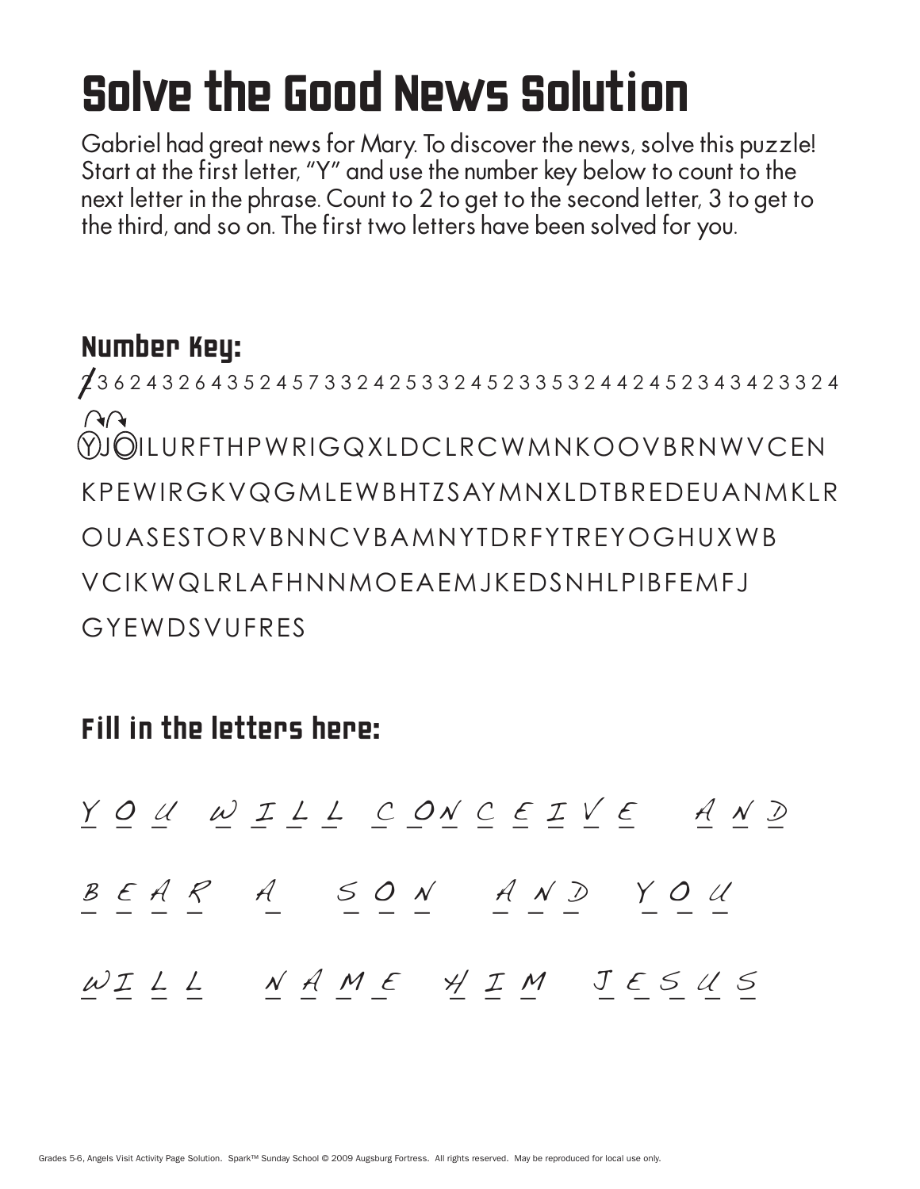# Solve the Good News Solution

Gabriel had great news for Mary. To discover the news, solve this puzzle! Start at the first letter, "Y" and use the number key below to count to the next letter in the phrase. Count to 2 to get to the second letter, 3 to get to the third, and so on. The first two letters have been solved for you.

## Number Key:

2 3 6 2 4 3 2 6 4 3 5 2 4 5 7 3 3 2 4 2 5 3 3 2 4 5 2 3 3 5 3 2 4 4 2 4 5 2 3 4 3 4 2 3 3 2 4

YJOILURFTHPWRIGQXLDCLRCWMNKOOVBRNWVCEN

KPEWIRGKVQGMLEWBHTZSAYMNXLDTBREDEUANMKLR

OUASESTORVBNNCVBAMNYTDRFYTREYOGHUXWB

VCIKWQLRLAFHNNMOEAEMJKEDSNHLPIBFEMFJ

GYEWDSVUFRES

## Fill in the letters here:

Y O U   W I L L   C O N C E I V E   A N D

B E A R   A   S O N   A N D   Y O U

W I L L   N A M E   H I M   J E S U S

Grades 5-6, Angels Visit Activity Page Solution. Spark™ Sunday School © 2009 Augsburg Fortress. All rights reserved. May be reproduced for local use only.